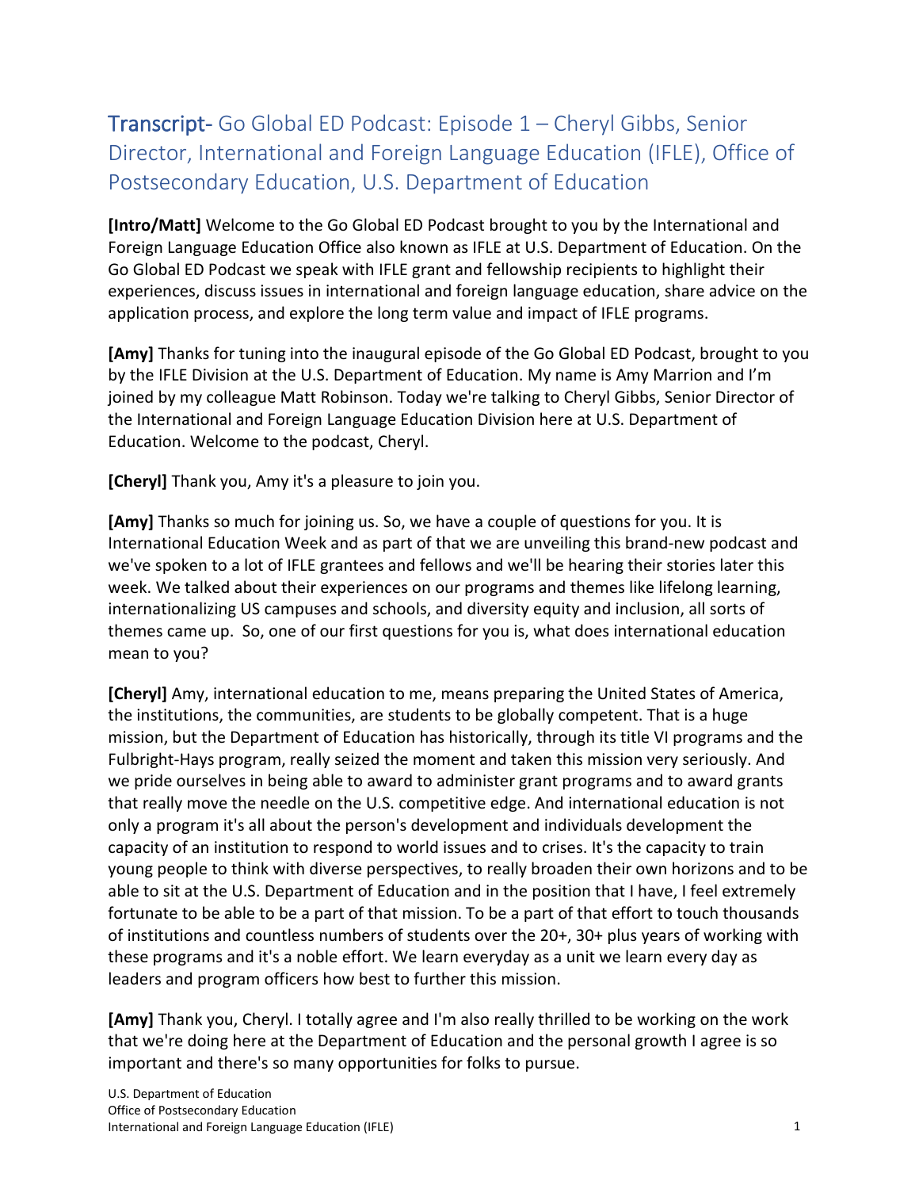# Transcript- Go Global ED Podcast: Episode 1 – Cheryl Gibbs, Senior Director, International and Foreign Language Education (IFLE), Office of Postsecondary Education, U.S. Department of Education

**[Intro/Matt]** Welcome to the Go Global ED Podcast brought to you by the International and Foreign Language Education Office also known as IFLE at U.S. Department of Education. On the Go Global ED Podcast we speak with IFLE grant and fellowship recipients to highlight their experiences, discuss issues in international and foreign language education, share advice on the application process, and explore the long term value and impact of IFLE programs.

**[Amy]** Thanks for tuning into the inaugural episode of the Go Global ED Podcast, brought to you by the IFLE Division at the U.S. Department of Education. My name is Amy Marrion and I'm joined by my colleague Matt Robinson. Today we're talking to Cheryl Gibbs, Senior Director of the International and Foreign Language Education Division here at U.S. Department of Education. Welcome to the podcast, Cheryl.

**[Cheryl]** Thank you, Amy it's a pleasure to join you.

**[Amy]** Thanks so much for joining us. So, we have a couple of questions for you. It is International Education Week and as part of that we are unveiling this brand-new podcast and we've spoken to a lot of IFLE grantees and fellows and we'll be hearing their stories later this week. We talked about their experiences on our programs and themes like lifelong learning, internationalizing US campuses and schools, and diversity equity and inclusion, all sorts of themes came up. So, one of our first questions for you is, what does international education mean to you?

**[Cheryl]** Amy, international education to me, means preparing the United States of America, the institutions, the communities, are students to be globally competent. That is a huge mission, but the Department of Education has historically, through its title VI programs and the Fulbright-Hays program, really seized the moment and taken this mission very seriously. And we pride ourselves in being able to award to administer grant programs and to award grants that really move the needle on the U.S. competitive edge. And international education is not only a program it's all about the person's development and individuals development the capacity of an institution to respond to world issues and to crises. It's the capacity to train young people to think with diverse perspectives, to really broaden their own horizons and to be able to sit at the U.S. Department of Education and in the position that I have, I feel extremely fortunate to be able to be a part of that mission. To be a part of that effort to touch thousands of institutions and countless numbers of students over the 20+, 30+ plus years of working with these programs and it's a noble effort. We learn everyday as a unit we learn every day as leaders and program officers how best to further this mission.

**[Amy]** Thank you, Cheryl. I totally agree and I'm also really thrilled to be working on the work that we're doing here at the Department of Education and the personal growth I agree is so important and there's so many opportunities for folks to pursue.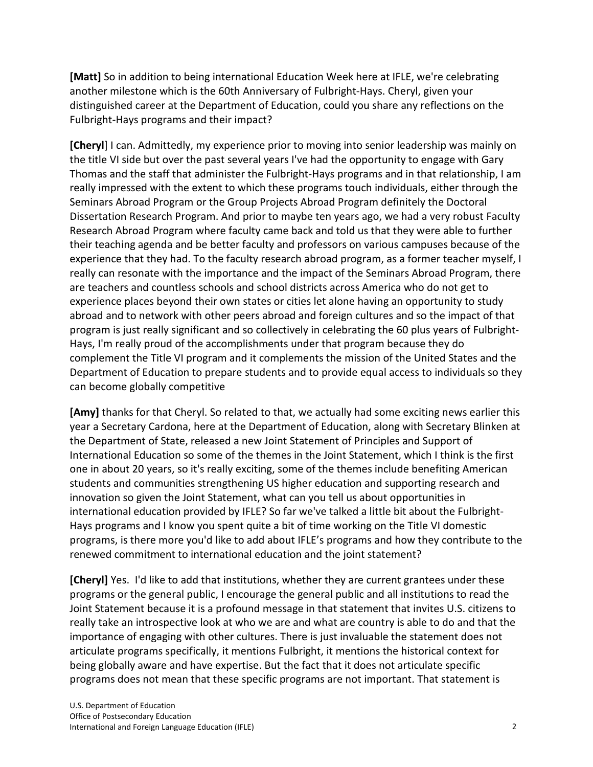**[Matt]** So in addition to being international Education Week here at IFLE, we're celebrating another milestone which is the 60th Anniversary of Fulbright-Hays. Cheryl, given your distinguished career at the Department of Education, could you share any reflections on the Fulbright-Hays programs and their impact?

**[Cheryl**] I can. Admittedly, my experience prior to moving into senior leadership was mainly on the title VI side but over the past several years I've had the opportunity to engage with Gary Thomas and the staff that administer the Fulbright-Hays programs and in that relationship, I am really impressed with the extent to which these programs touch individuals, either through the Seminars Abroad Program or the Group Projects Abroad Program definitely the Doctoral Dissertation Research Program. And prior to maybe ten years ago, we had a very robust Faculty Research Abroad Program where faculty came back and told us that they were able to further their teaching agenda and be better faculty and professors on various campuses because of the experience that they had. To the faculty research abroad program, as a former teacher myself, I really can resonate with the importance and the impact of the Seminars Abroad Program, there are teachers and countless schools and school districts across America who do not get to experience places beyond their own states or cities let alone having an opportunity to study abroad and to network with other peers abroad and foreign cultures and so the impact of that program is just really significant and so collectively in celebrating the 60 plus years of Fulbright-Hays, I'm really proud of the accomplishments under that program because they do complement the Title VI program and it complements the mission of the United States and the Department of Education to prepare students and to provide equal access to individuals so they can become globally competitive

**[Amy]** thanks for that Cheryl. So related to that, we actually had some exciting news earlier this year a Secretary Cardona, here at the Department of Education, along with Secretary Blinken at the Department of State, released a new Joint Statement of Principles and Support of International Education so some of the themes in the Joint Statement, which I think is the first one in about 20 years, so it's really exciting, some of the themes include benefiting American students and communities strengthening US higher education and supporting research and innovation so given the Joint Statement, what can you tell us about opportunities in international education provided by IFLE? So far we've talked a little bit about the Fulbright-Hays programs and I know you spent quite a bit of time working on the Title VI domestic programs, is there more you'd like to add about IFLE's programs and how they contribute to the renewed commitment to international education and the joint statement?

**[Cheryl]** Yes. I'd like to add that institutions, whether they are current grantees under these programs or the general public, I encourage the general public and all institutions to read the Joint Statement because it is a profound message in that statement that invites U.S. citizens to really take an introspective look at who we are and what are country is able to do and that the importance of engaging with other cultures. There is just invaluable the statement does not articulate programs specifically, it mentions Fulbright, it mentions the historical context for being globally aware and have expertise. But the fact that it does not articulate specific programs does not mean that these specific programs are not important. That statement is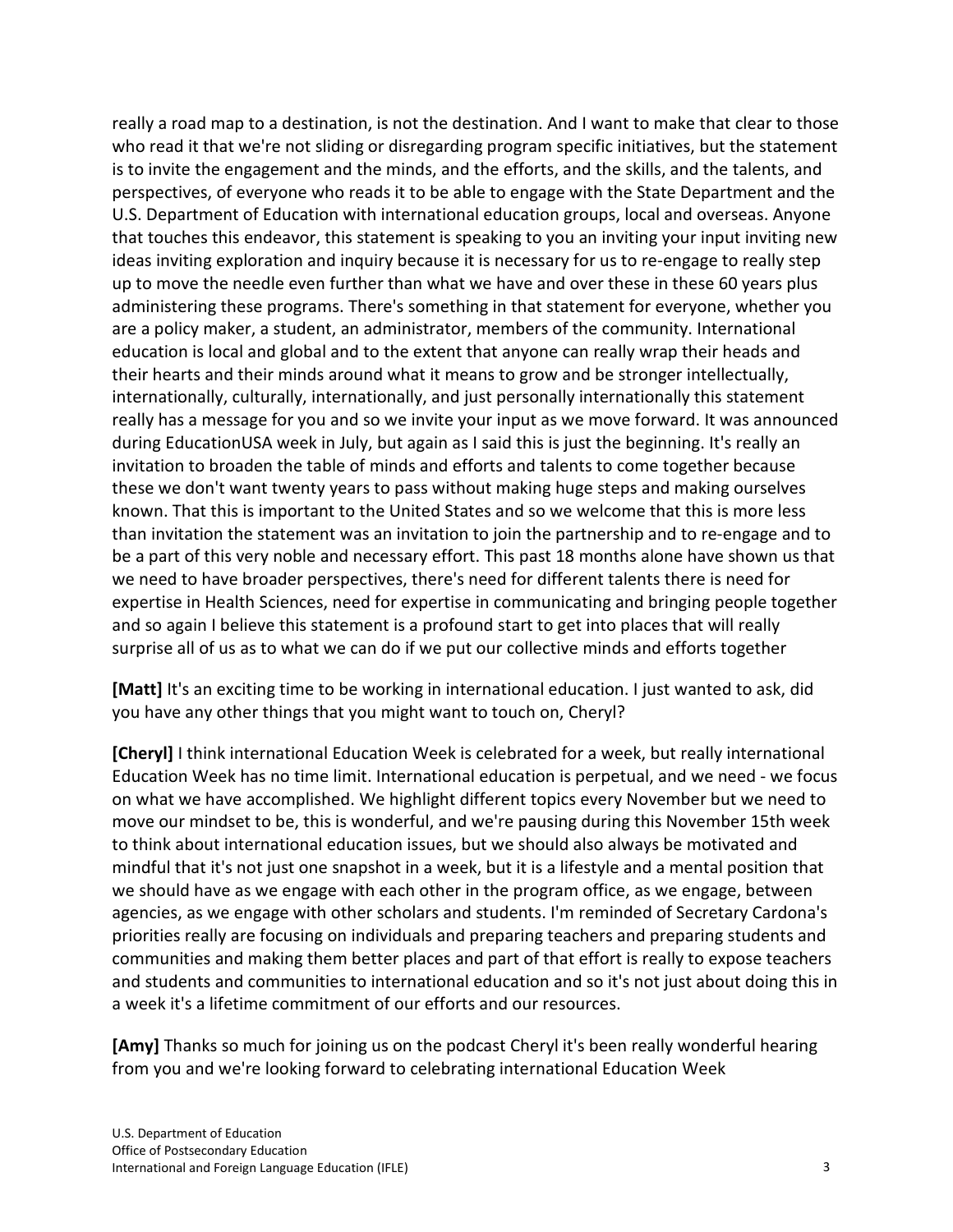really a road map to a destination, is not the destination. And I want to make that clear to those who read it that we're not sliding or disregarding program specific initiatives, but the statement is to invite the engagement and the minds, and the efforts, and the skills, and the talents, and perspectives, of everyone who reads it to be able to engage with the State Department and the U.S. Department of Education with international education groups, local and overseas. Anyone that touches this endeavor, this statement is speaking to you an inviting your input inviting new ideas inviting exploration and inquiry because it is necessary for us to re-engage to really step up to move the needle even further than what we have and over these in these 60 years plus administering these programs. There's something in that statement for everyone, whether you are a policy maker, a student, an administrator, members of the community. International education is local and global and to the extent that anyone can really wrap their heads and their hearts and their minds around what it means to grow and be stronger intellectually, internationally, culturally, internationally, and just personally internationally this statement really has a message for you and so we invite your input as we move forward. It was announced during EducationUSA week in July, but again as I said this is just the beginning. It's really an invitation to broaden the table of minds and efforts and talents to come together because these we don't want twenty years to pass without making huge steps and making ourselves known. That this is important to the United States and so we welcome that this is more less than invitation the statement was an invitation to join the partnership and to re-engage and to be a part of this very noble and necessary effort. This past 18 months alone have shown us that we need to have broader perspectives, there's need for different talents there is need for expertise in Health Sciences, need for expertise in communicating and bringing people together and so again I believe this statement is a profound start to get into places that will really surprise all of us as to what we can do if we put our collective minds and efforts together

**[Matt]** It's an exciting time to be working in international education. I just wanted to ask, did you have any other things that you might want to touch on, Cheryl?

**[Cheryl]** I think international Education Week is celebrated for a week, but really international Education Week has no time limit. International education is perpetual, and we need - we focus on what we have accomplished. We highlight different topics every November but we need to move our mindset to be, this is wonderful, and we're pausing during this November 15th week to think about international education issues, but we should also always be motivated and mindful that it's not just one snapshot in a week, but it is a lifestyle and a mental position that we should have as we engage with each other in the program office, as we engage, between agencies, as we engage with other scholars and students. I'm reminded of Secretary Cardona's priorities really are focusing on individuals and preparing teachers and preparing students and communities and making them better places and part of that effort is really to expose teachers and students and communities to international education and so it's not just about doing this in a week it's a lifetime commitment of our efforts and our resources.

**[Amy]** Thanks so much for joining us on the podcast Cheryl it's been really wonderful hearing from you and we're looking forward to celebrating international Education Week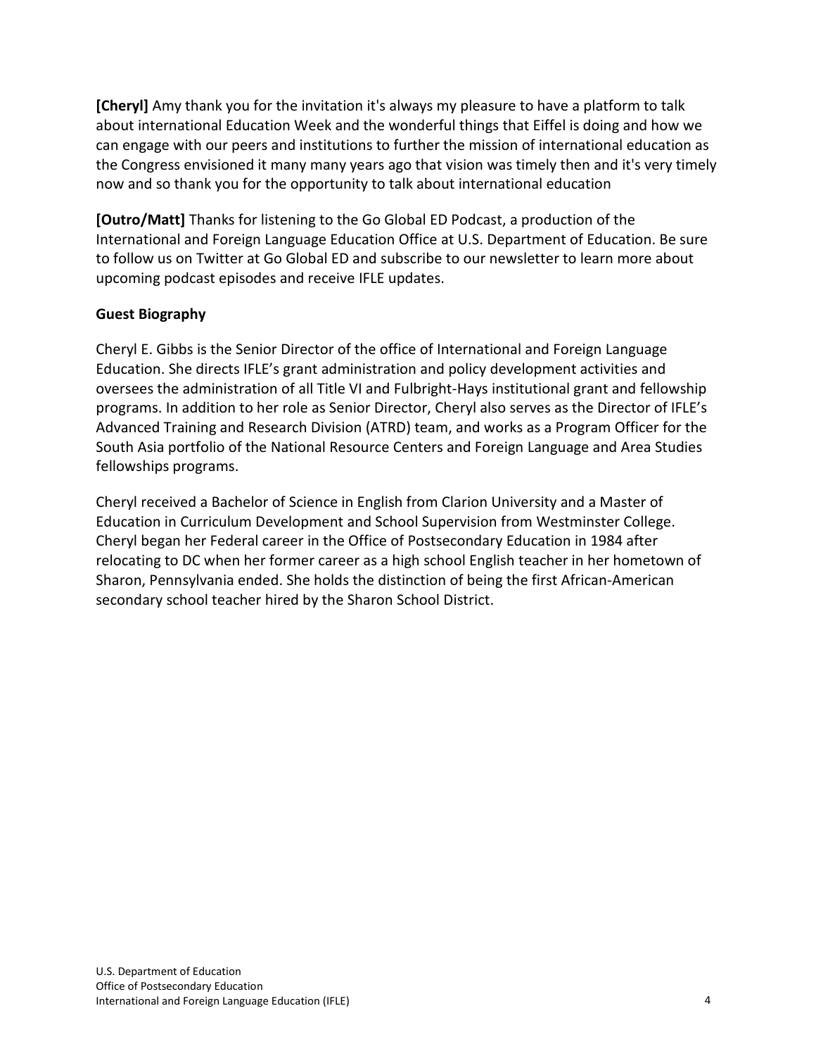**[Cheryl]** Amy thank you for the invitation it's always my pleasure to have a platform to talk about international Education Week and the wonderful things that Eiffel is doing and how we can engage with our peers and institutions to further the mission of international education as the Congress envisioned it many many years ago that vision was timely then and it's very timely now and so thank you for the opportunity to talk about international education

**[Outro/Matt]** Thanks for listening to the Go Global ED Podcast, a production of the International and Foreign Language Education Office at U.S. Department of Education. Be sure to follow us on Twitter at Go Global ED and subscribe to our newsletter to learn more about upcoming podcast episodes and receive IFLE updates.

**Guest Biography**

Cheryl E. Gibbs is the Senior Director of the office of International and Foreign Language Education. She directs IFLE's grant administration and policy development activities and oversees the administration of all Title VI and Fulbright-Hays institutional grant and fellowship programs. In addition to her role as Senior Director, Cheryl also serves as the Director of IFLE's Advanced Training and Research Division (ATRD) team, and works as a Program Officer for the South Asia portfolio of the National Resource Centers and Foreign Language and Area Studies fellowships programs.

Cheryl received a Bachelor of Science in English from Clarion University and a Master of Education in Curriculum Development and School Supervision from Westminster College. Cheryl began her Federal career in the Office of Postsecondary Education in 1984 after relocating to DC when her former career as a high school English teacher in her hometown of Sharon, Pennsylvania ended. She holds the distinction of being the first African-American secondary school teacher hired by the Sharon School District.